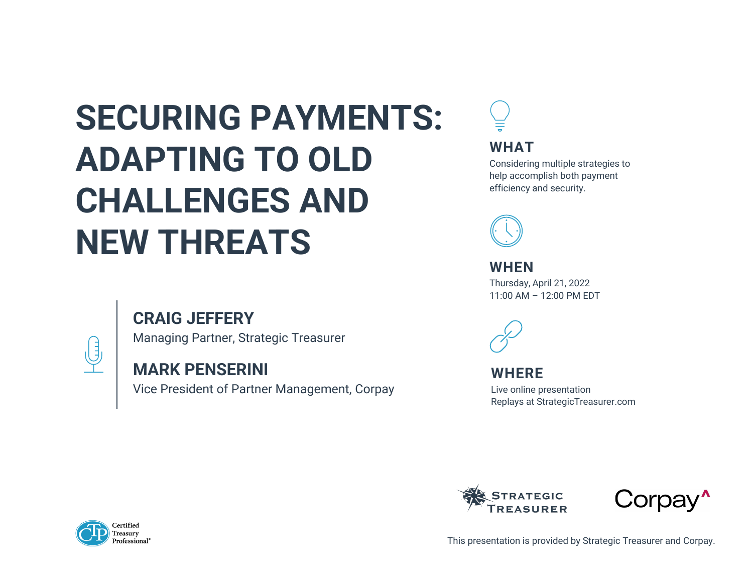# SECURING PAYMENTS: ADAPTING TO OLD CHALLENGES AND NEW THREATS

**CRAIG JEFFERY**
Managing Partner, Strategic Treasurer

**MARK PENSERINI**
Vice President of Partner Management, Corpay

## WHAT

Considering multiple strategies to help accomplish both payment efficiency and security.

## WHEN

Thursday, April 21, 2022
11:00 AM – 12:00 PM EDT

## WHERE

Live online presentation
Replays at StrategicTreasurer.com

Strategic Treasurer

Corpay

Certified Treasury Professional®

This presentation is provided by Strategic Treasurer and Corpay.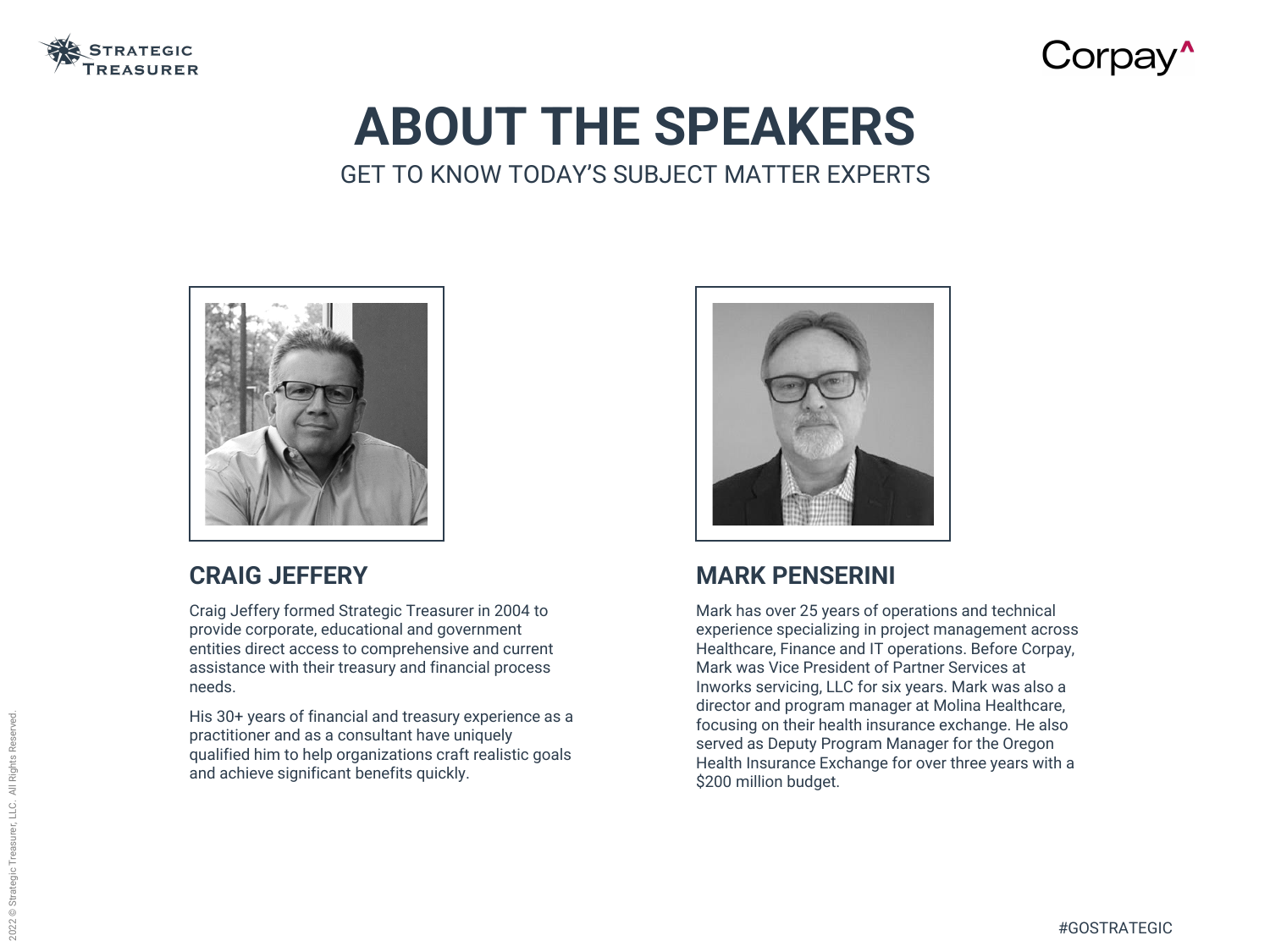# ABOUT THE SPEAKERS

GET TO KNOW TODAY'S SUBJECT MATTER EXPERTS

## CRAIG JEFFERY

Craig Jeffery formed Strategic Treasurer in 2004 to provide corporate, educational and government entities direct access to comprehensive and current assistance with their treasury and financial process needs.

His 30+ years of financial and treasury experience as a practitioner and as a consultant have uniquely qualified him to help organizations craft realistic goals and achieve significant benefits quickly.

## MARK PENSERINI

Mark has over 25 years of operations and technical experience specializing in project management across Healthcare, Finance and IT operations. Before Corpay, Mark was Vice President of Partner Services at Inworks servicing, LLC for six years. Mark was also a director and program manager at Molina Healthcare, focusing on their health insurance exchange. He also served as Deputy Program Manager for the Oregon Health Insurance Exchange for over three years with a $200 million budget.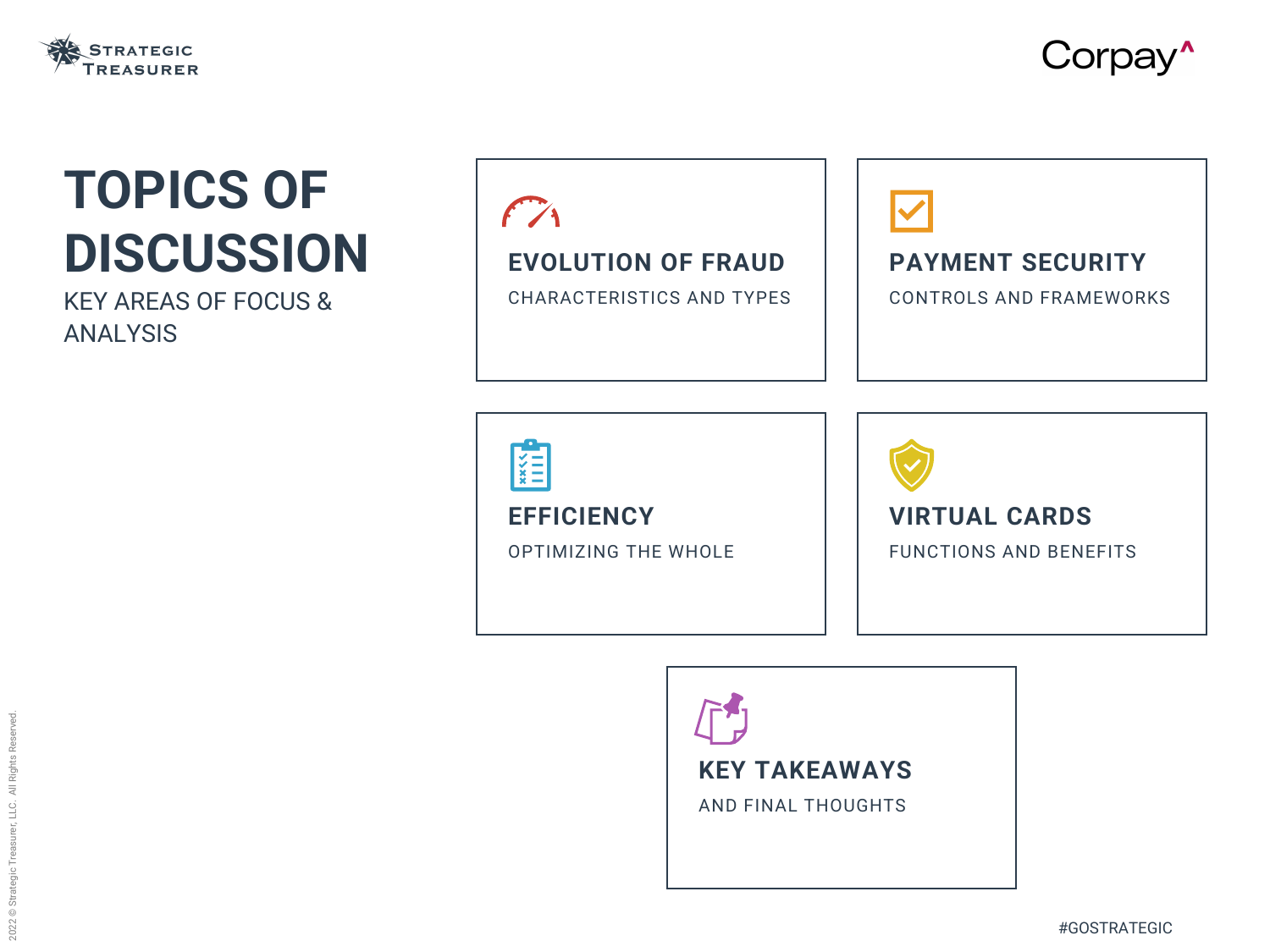# TOPICS OF DISCUSSION

KEY AREAS OF FOCUS & ANALYSIS

### EVOLUTION OF FRAUD

CHARACTERISTICS AND TYPES

### PAYMENT SECURITY

CONTROLS AND FRAMEWORKS

### EFFICIENCY

OPTIMIZING THE WHOLE

### VIRTUAL CARDS

FUNCTIONS AND BENEFITS

### KEY TAKEAWAYS

AND FINAL THOUGHTS

#GOSTRATEGIC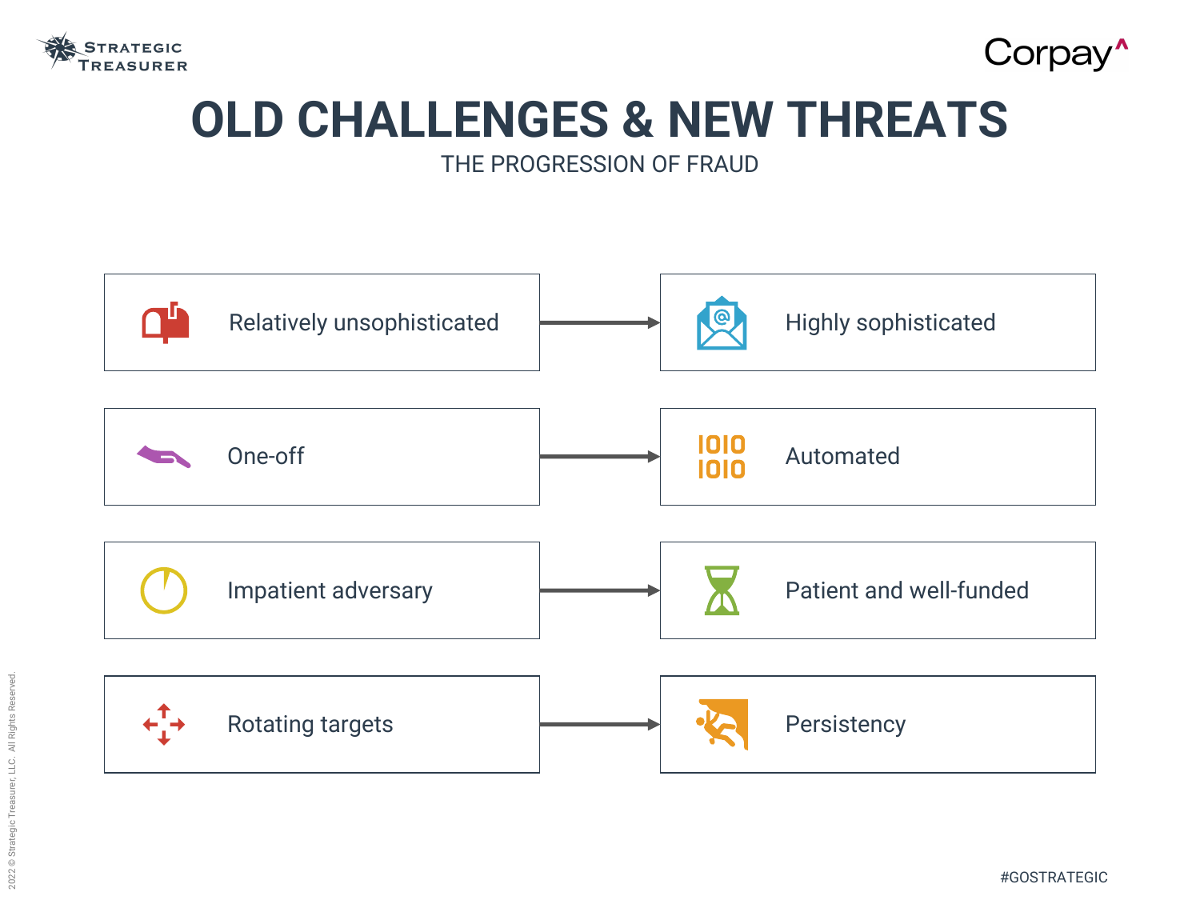# OLD CHALLENGES & NEW THREATS

THE PROGRESSION OF FRAUD

| Old Challenges | | New Threats |
| --- | --- | --- |
| Relatively unsophisticated | → | Highly sophisticated |
| One-off | → | Automated |
| Impatient adversary | → | Patient and well-funded |
| Rotating targets | → | Persistency |

#GOSTRATEGIC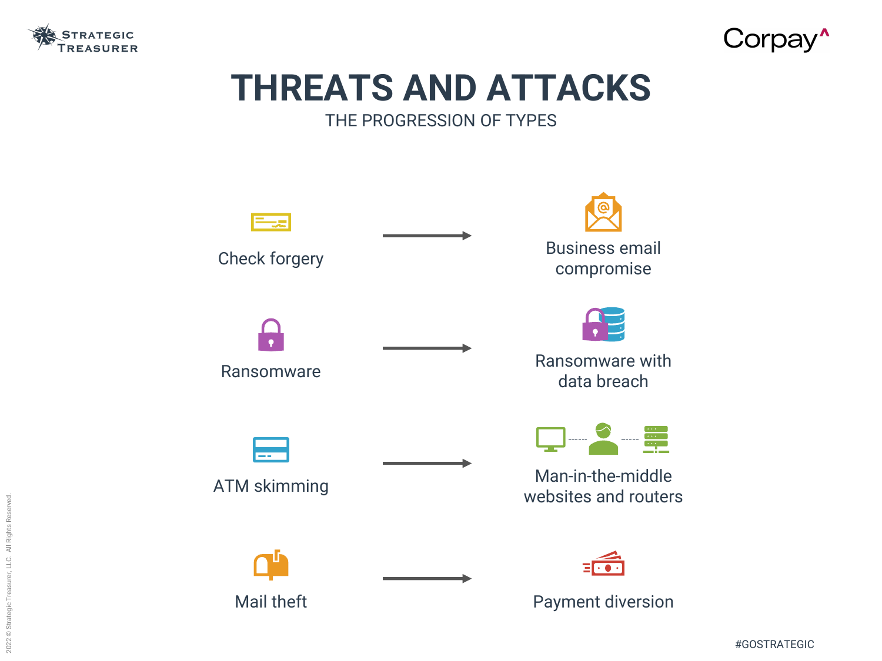# THREATS AND ATTACKS

THE PROGRESSION OF TYPES

| From | | To |
|---|---|---|
| Check forgery | → | Business email compromise |
| Ransomware | → | Ransomware with data breach |
| ATM skimming | → | Man-in-the-middle websites and routers |
| Mail theft | → | Payment diversion |

#GOSTRATEGIC

2022 © Strategic Treasurer, LLC. All Rights Reserved.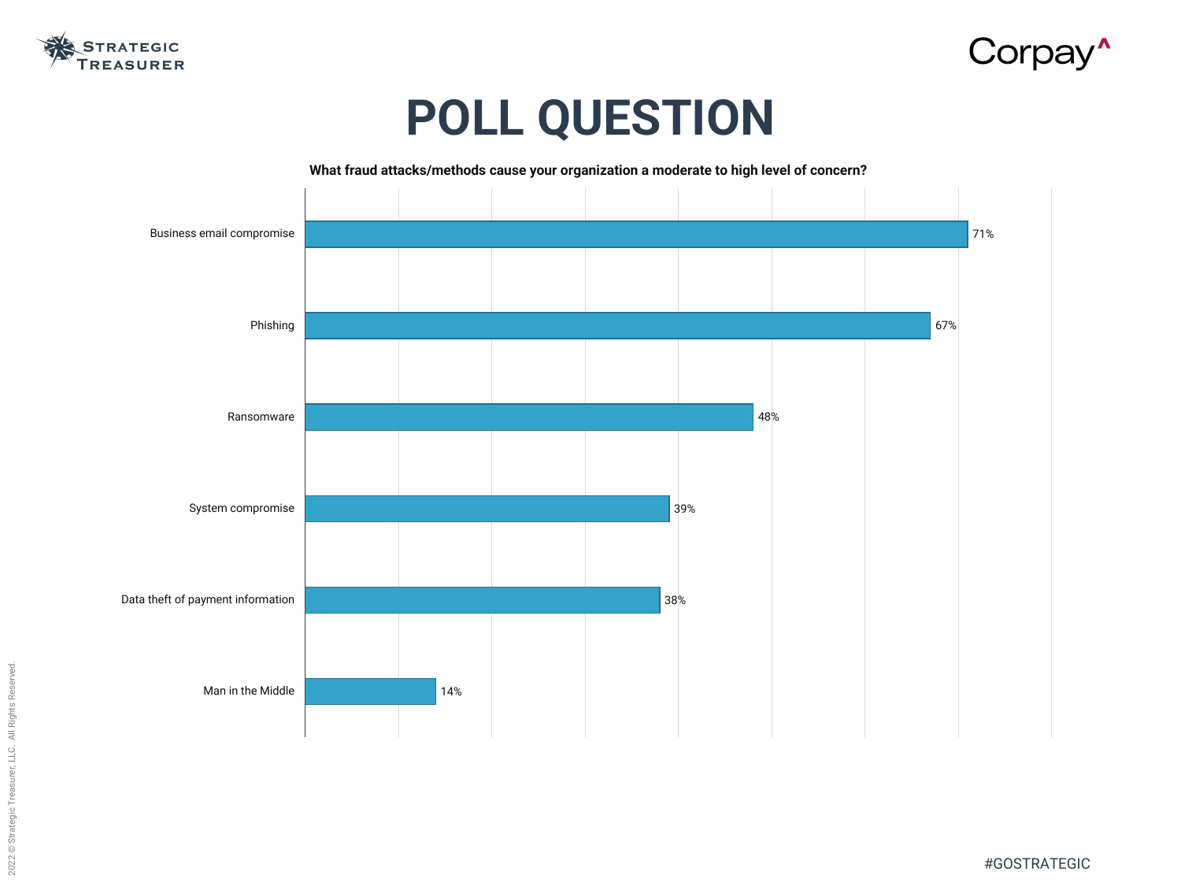# POLL QUESTION

**What fraud attacks/methods cause your organization a moderate to high level of concern?**

| Fraud attack/method | Percentage |
|---|---|
| Business email compromise | 71% |
| Phishing | 67% |
| Ransomware | 48% |
| System compromise | 39% |
| Data theft of payment information | 38% |
| Man in the Middle | 14% |

#GOSTRATEGIC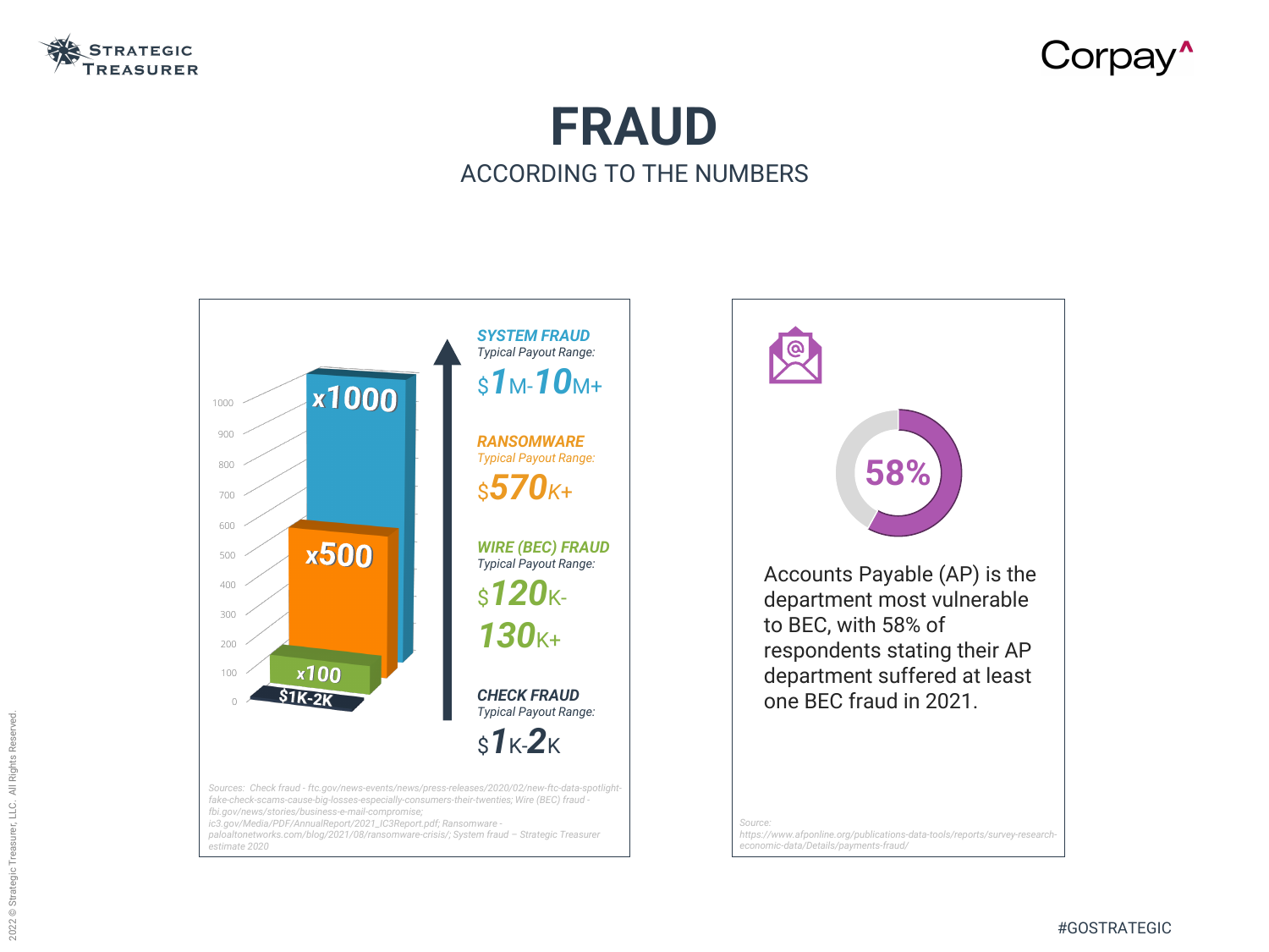# FRAUD

ACCORDING TO THE NUMBERS

| Fraud Type | Multiplier | Typical Payout Range |
|---|---|---|
| SYSTEM FRAUD | x1000 | $1M-10M+ |
| RANSOMWARE | x500 | $570K+ |
| WIRE (BEC) FRAUD | x100 | $120K-130K+ |
| CHECK FRAUD | $1K-2K | $1K-2K |

*Sources: Check fraud - ftc.gov/news-events/news/press-releases/2020/02/new-ftc-data-spotlight-fake-check-scams-cause-big-losses-especially-consumers-their-twenties; Wire (BEC) fraud - fbi.gov/news/stories/business-e-mail-compromise; ic3.gov/Media/PDF/AnnualReport/2021_IC3Report.pdf; Ransomware - paloaltonetworks.com/blog/2021/08/ransomware-crisis/; System fraud – Strategic Treasurer estimate 2020*

**58%**

Accounts Payable (AP) is the department most vulnerable to BEC, with 58% of respondents stating their AP department suffered at least one BEC fraud in 2021.

*Source: https://www.afponline.org/publications-data-tools/reports/survey-research-economic-data/Details/payments-fraud/*

#GOSTRATEGIC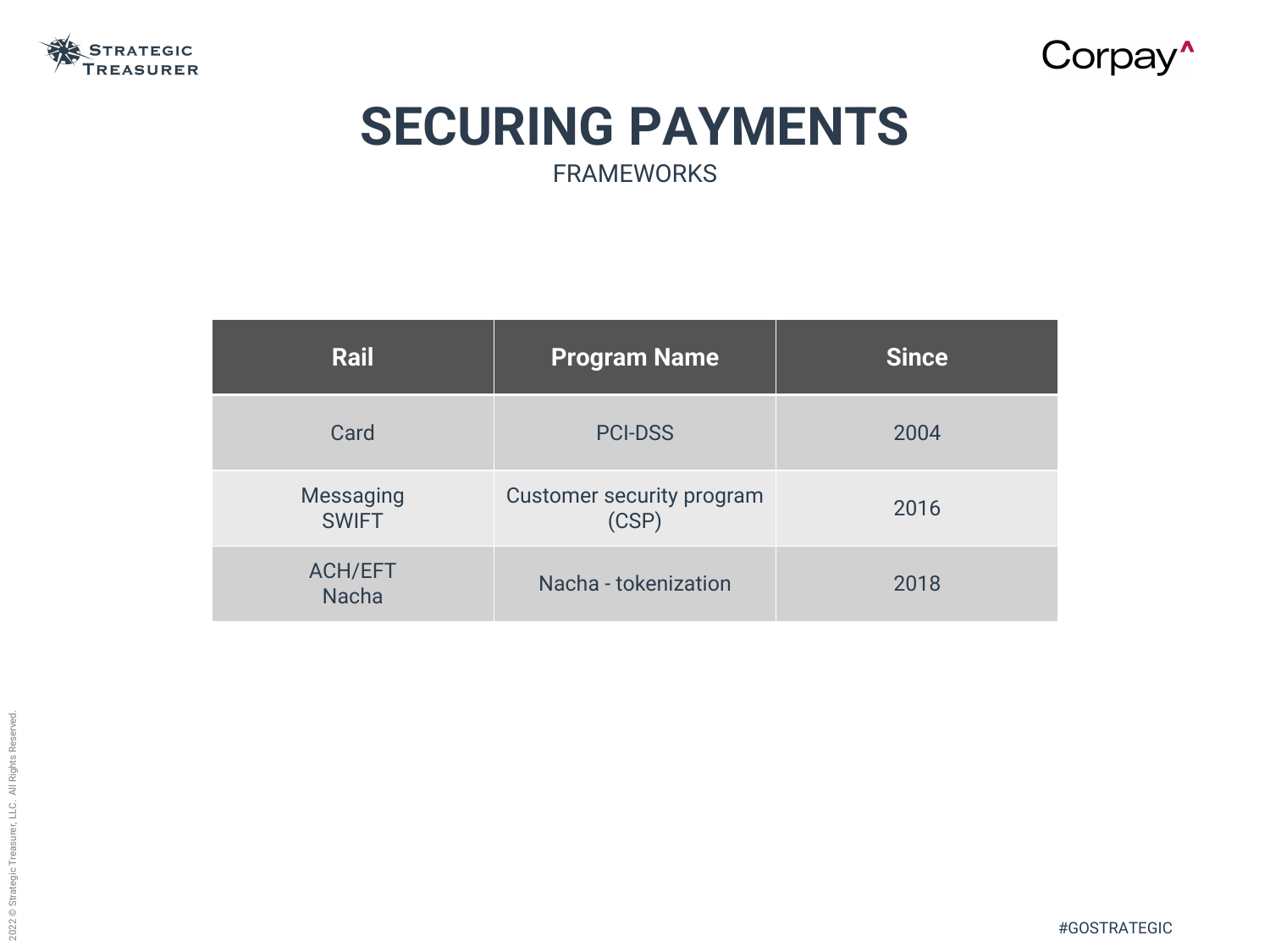# SECURING PAYMENTS

FRAMEWORKS

| Rail | Program Name | Since |
| --- | --- | --- |
| Card | PCI-DSS | 2004 |
| Messaging SWIFT | Customer security program (CSP) | 2016 |
| ACH/EFT Nacha | Nacha - tokenization | 2018 |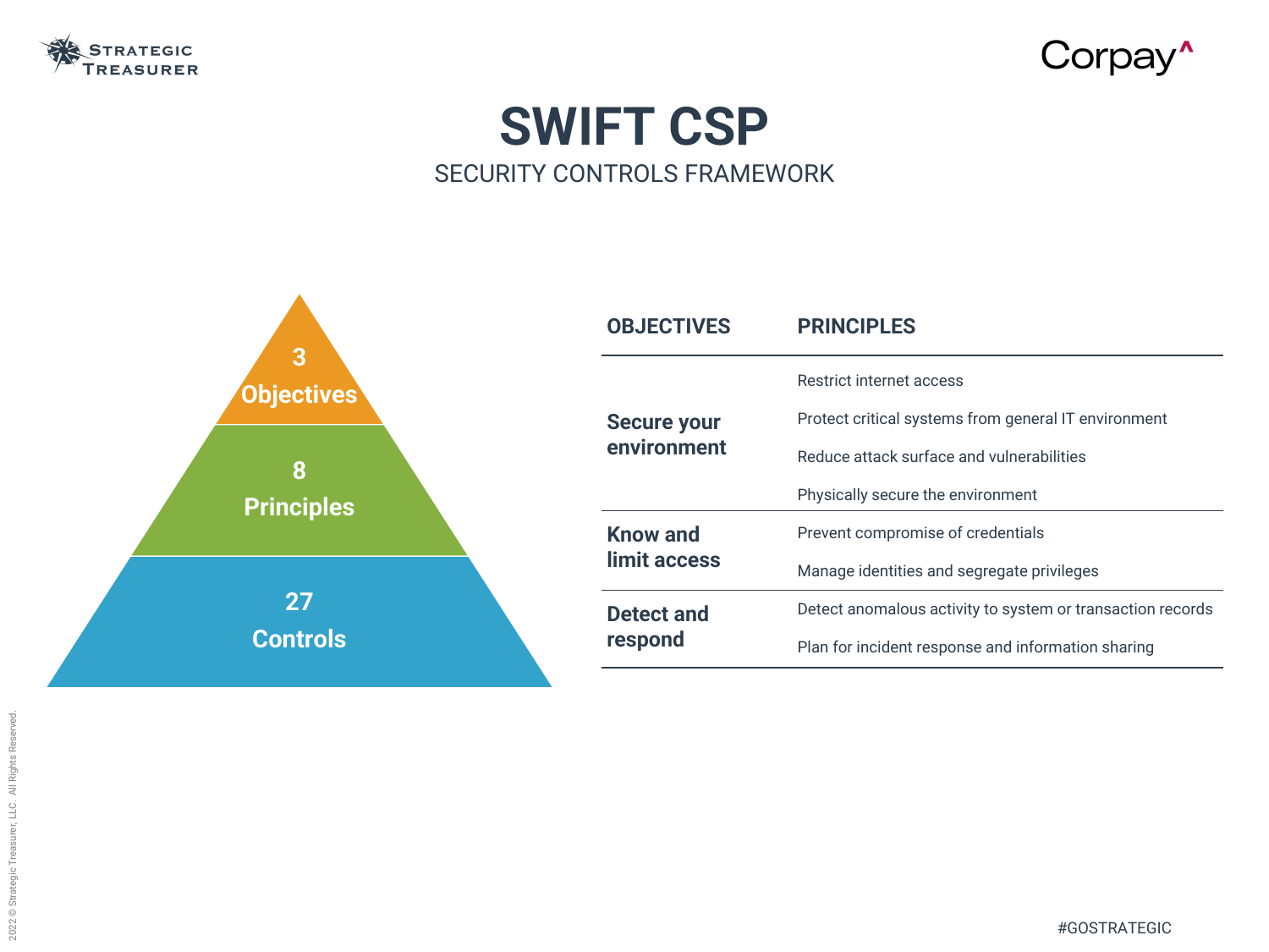# SWIFT CSP

## SECURITY CONTROLS FRAMEWORK

**3 Objectives**

**8 Principles**

**27 Controls**

| OBJECTIVES | PRINCIPLES |
|---|---|
| **Secure your environment** | Restrict internet access |
| | Protect critical systems from general IT environment |
| | Reduce attack surface and vulnerabilities |
| | Physically secure the environment |
| **Know and limit access** | Prevent compromise of credentials |
| | Manage identities and segregate privileges |
| **Detect and respond** | Detect anomalous activity to system or transaction records |
| | Plan for incident response and information sharing |

2022 © Strategic Treasurer, LLC. All Rights Reserved.

#GOSTRATEGIC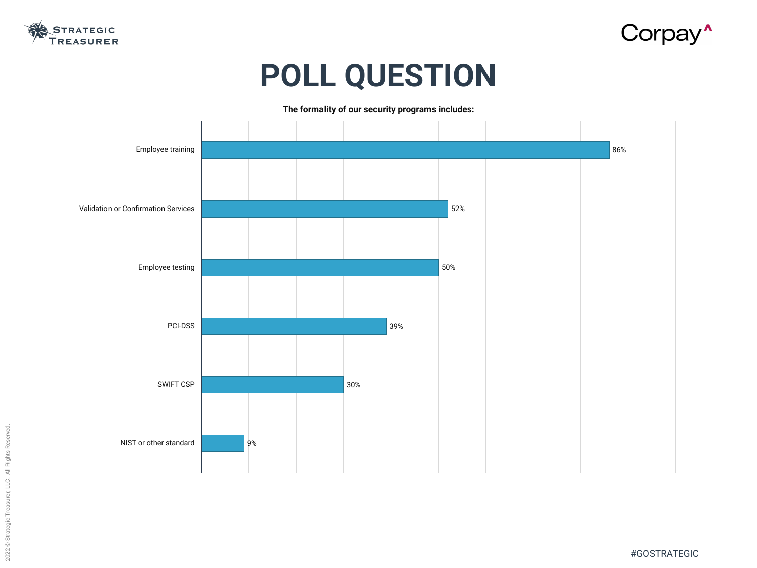# POLL QUESTION

**The formality of our security programs includes:**

| Response | Percentage |
|---|---|
| Employee training | 86% |
| Validation or Confirmation Services | 52% |
| Employee testing | 50% |
| PCI-DSS | 39% |
| SWIFT CSP | 30% |
| NIST or other standard | 9% |

#GOSTRATEGIC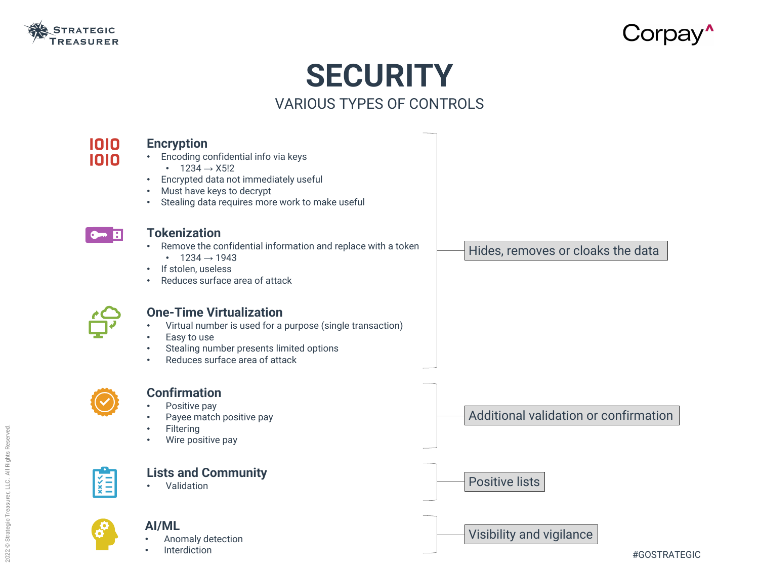# SECURITY

## VARIOUS TYPES OF CONTROLS

### Encryption
- Encoding confidential info via keys
  - 1234 → X5!2
- Encrypted data not immediately useful
- Must have keys to decrypt
- Stealing data requires more work to make useful

### Tokenization
- Remove the confidential information and replace with a token
  - 1234 → 1943
- If stolen, useless
- Reduces surface area of attack

### One-Time Virtualization
- Virtual number is used for a purpose (single transaction)
- Easy to use
- Stealing number presents limited options
- Reduces surface area of attack

**Hides, removes or cloaks the data** (Encryption, Tokenization, One-Time Virtualization)

### Confirmation
- Positive pay
- Payee match positive pay
- Filtering
- Wire positive pay

**Additional validation or confirmation**

### Lists and Community
- Validation

**Positive lists**

### AI/ML
- Anomaly detection
- Interdiction

**Visibility and vigilance**

#GOSTRATEGIC

2022 © Strategic Treasurer, LLC. All Rights Reserved.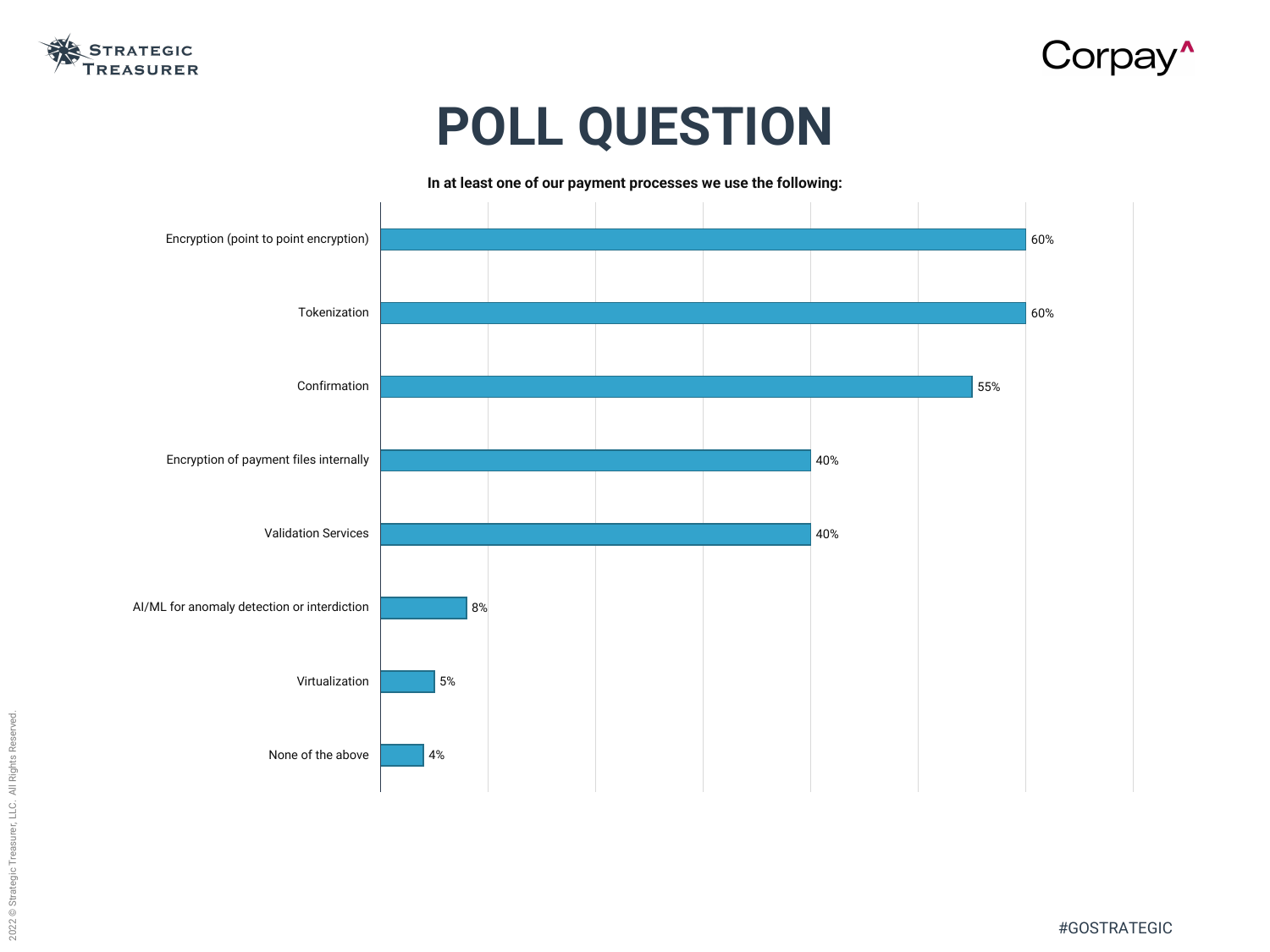# POLL QUESTION

**In at least one of our payment processes we use the following:**

| Option | Percentage |
| --- | --- |
| Encryption (point to point encryption) | 60% |
| Tokenization | 60% |
| Confirmation | 55% |
| Encryption of payment files internally | 40% |
| Validation Services | 40% |
| AI/ML for anomaly detection or interdiction | 8% |
| Virtualization | 5% |
| None of the above | 4% |

#GOSTRATEGIC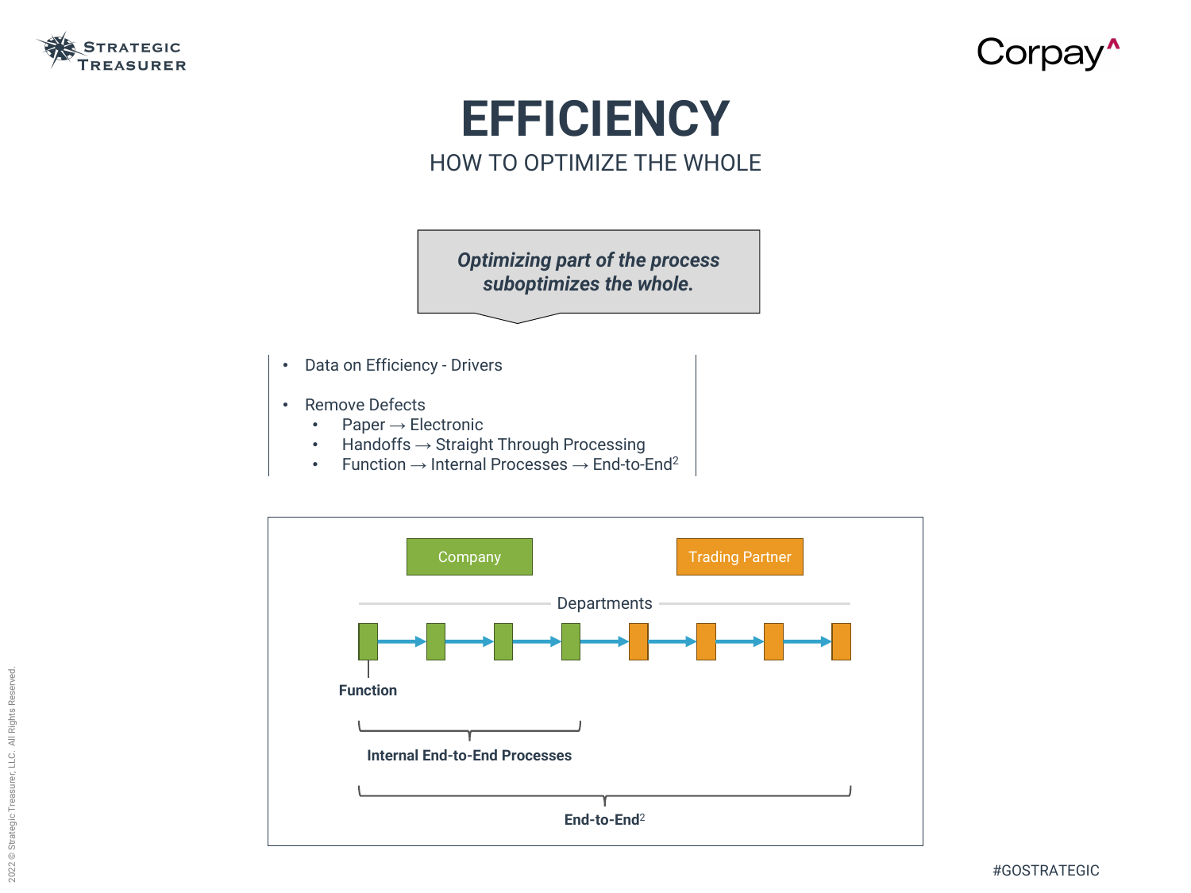# EFFICIENCY

## HOW TO OPTIMIZE THE WHOLE

***Optimizing part of the process suboptimizes the whole.***

- Data on Efficiency - Drivers
- Remove Defects
  - Paper → Electronic
  - Handoffs → Straight Through Processing
  - Function → Internal Processes → End-to-End²

Company

Trading Partner

Departments

**Function**

**Internal End-to-End Processes**

**End-to-End²**

#GOSTRATEGIC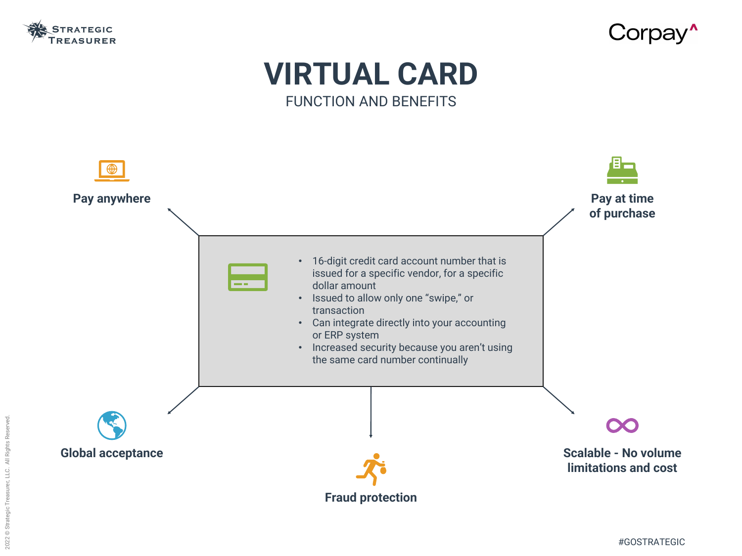# VIRTUAL CARD

## FUNCTION AND BENEFITS

- 16-digit credit card account number that is issued for a specific vendor, for a specific dollar amount
- Issued to allow only one "swipe," or transaction
- Can integrate directly into your accounting or ERP system
- Increased security because you aren't using the same card number continually

**Pay anywhere**

**Pay at time of purchase**

**Global acceptance**

**Fraud protection**

**Scalable - No volume limitations and cost**

#GOSTRATEGIC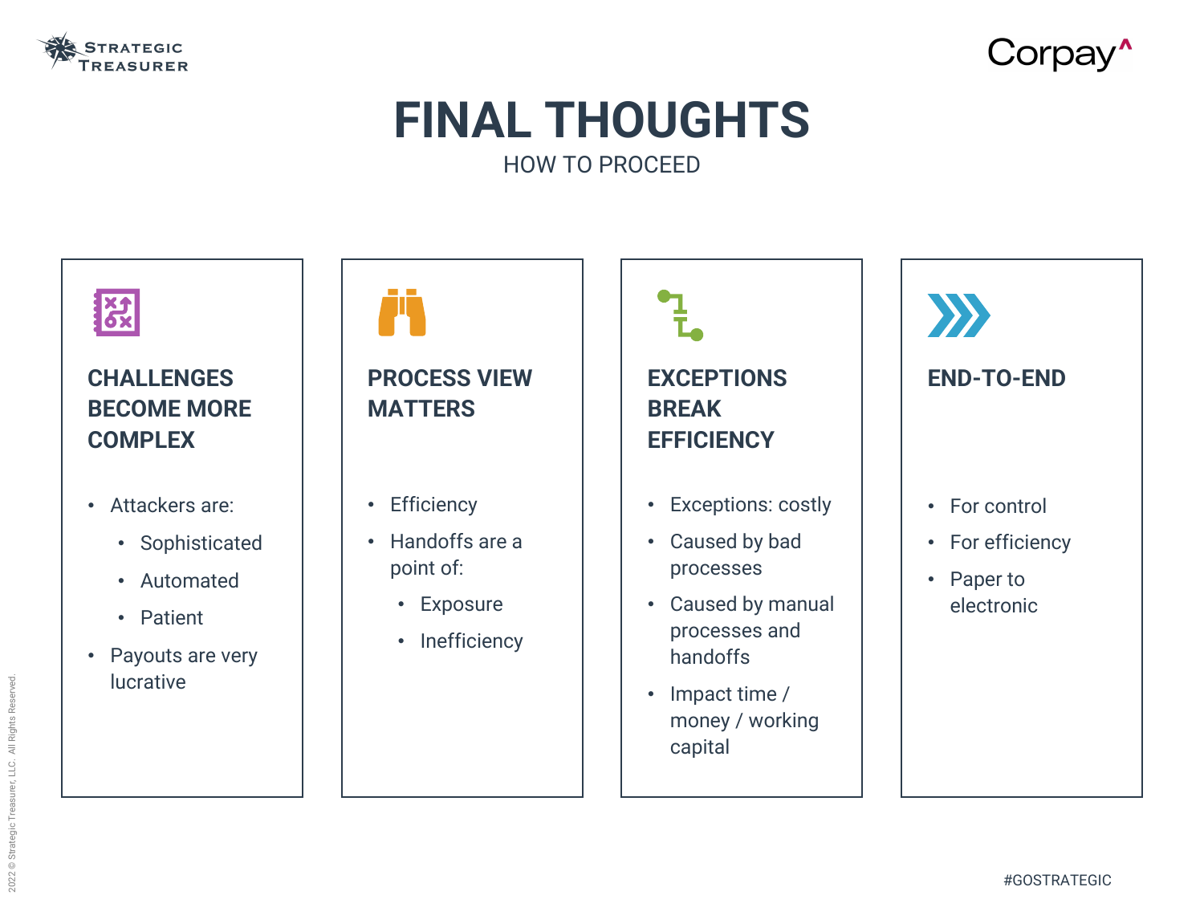# FINAL THOUGHTS

HOW TO PROCEED

## CHALLENGES BECOME MORE COMPLEX

- Attackers are:
  - Sophisticated
  - Automated
  - Patient
- Payouts are very lucrative

## PROCESS VIEW MATTERS

- Efficiency
- Handoffs are a point of:
  - Exposure
  - Inefficiency

## EXCEPTIONS BREAK EFFICIENCY

- Exceptions: costly
- Caused by bad processes
- Caused by manual processes and handoffs
- Impact time / money / working capital

## END-TO-END

- For control
- For efficiency
- Paper to electronic

#GOSTRATEGIC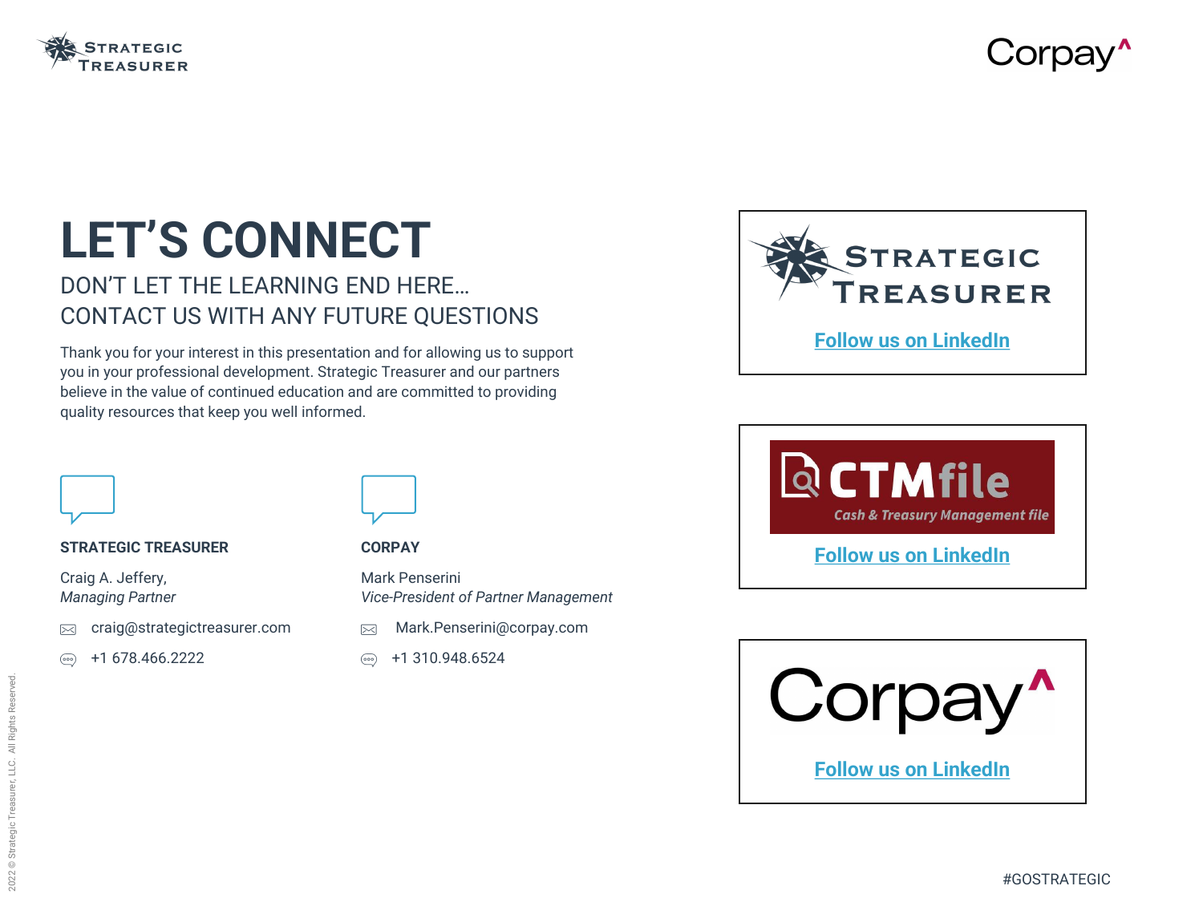# LET'S CONNECT

## DON'T LET THE LEARNING END HERE… CONTACT US WITH ANY FUTURE QUESTIONS

Thank you for your interest in this presentation and for allowing us to support you in your professional development. Strategic Treasurer and our partners believe in the value of continued education and are committed to providing quality resources that keep you well informed.

**STRATEGIC TREASURER**

Craig A. Jeffery,
*Managing Partner*

craig@strategictreasurer.com

+1 678.466.2222

**CORPAY**

Mark Penserini
*Vice-President of Partner Management*

Mark.Penserini@corpay.com

+1 310.948.6524

STRATEGIC TREASURER

Follow us on LinkedIn

CTMfile
Cash & Treasury Management file

Follow us on LinkedIn

Corpay

Follow us on LinkedIn

#GOSTRATEGIC